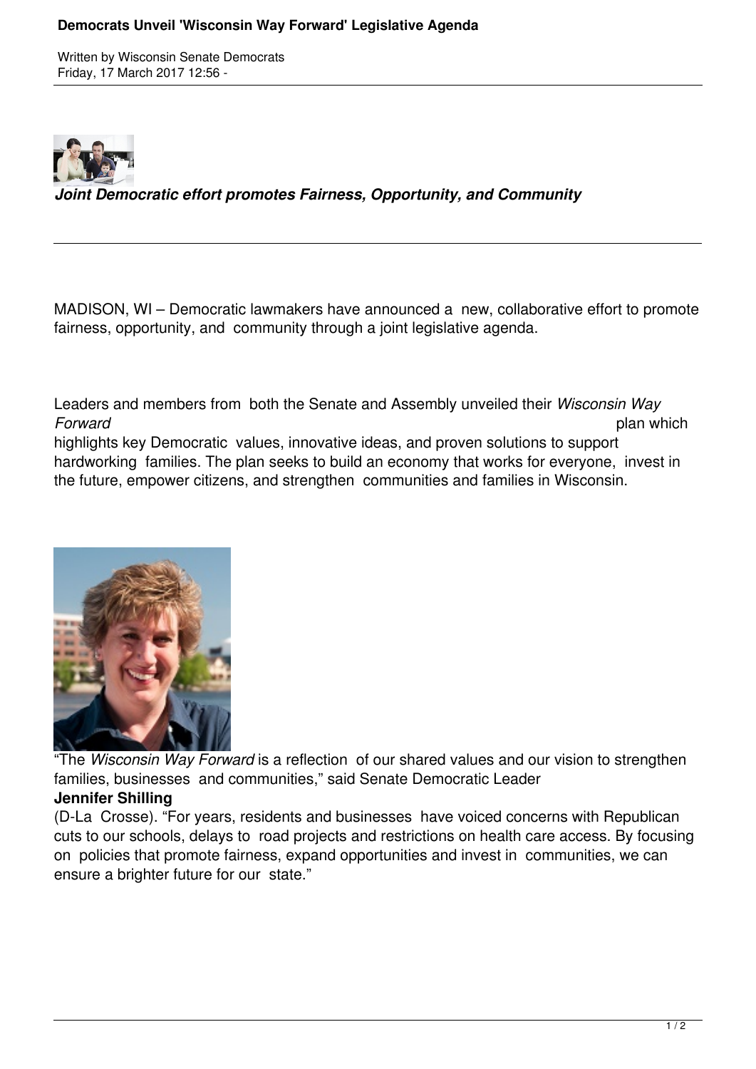# Democrats Unveil 'Wisconsin Way Forward' Legislative Agenda

Written by Wisconsin Senate Democrats
Friday, 17 March 2017 12:56 -

***Joint Democratic effort promotes Fairness, Opportunity, and Community***

---

MADISON, WI – Democratic lawmakers have announced a new, collaborative effort to promote fairness, opportunity, and community through a joint legislative agenda.

Leaders and members from both the Senate and Assembly unveiled their *Wisconsin Way Forward* plan which highlights key Democratic values, innovative ideas, and proven solutions to support hardworking families. The plan seeks to build an economy that works for everyone, invest in the future, empower citizens, and strengthen communities and families in Wisconsin.

"The *Wisconsin Way Forward* is a reflection of our shared values and our vision to strengthen families, businesses and communities," said Senate Democratic Leader **Jennifer Shilling** (D-La Crosse). "For years, residents and businesses have voiced concerns with Republican cuts to our schools, delays to road projects and restrictions on health care access. By focusing on policies that promote fairness, expand opportunities and invest in communities, we can ensure a brighter future for our state."